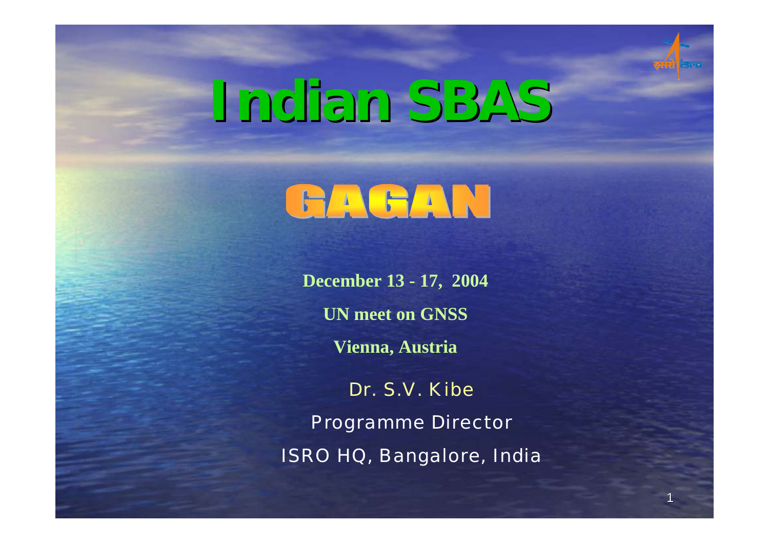# Indian SBAS

## GAGAN

**December 13 - 17, 2004**

**UN meet on GNSS**

**Vienna, Austria**

Dr. S.V. Kibe

Programme Director

ISRO HQ, Bangalore, India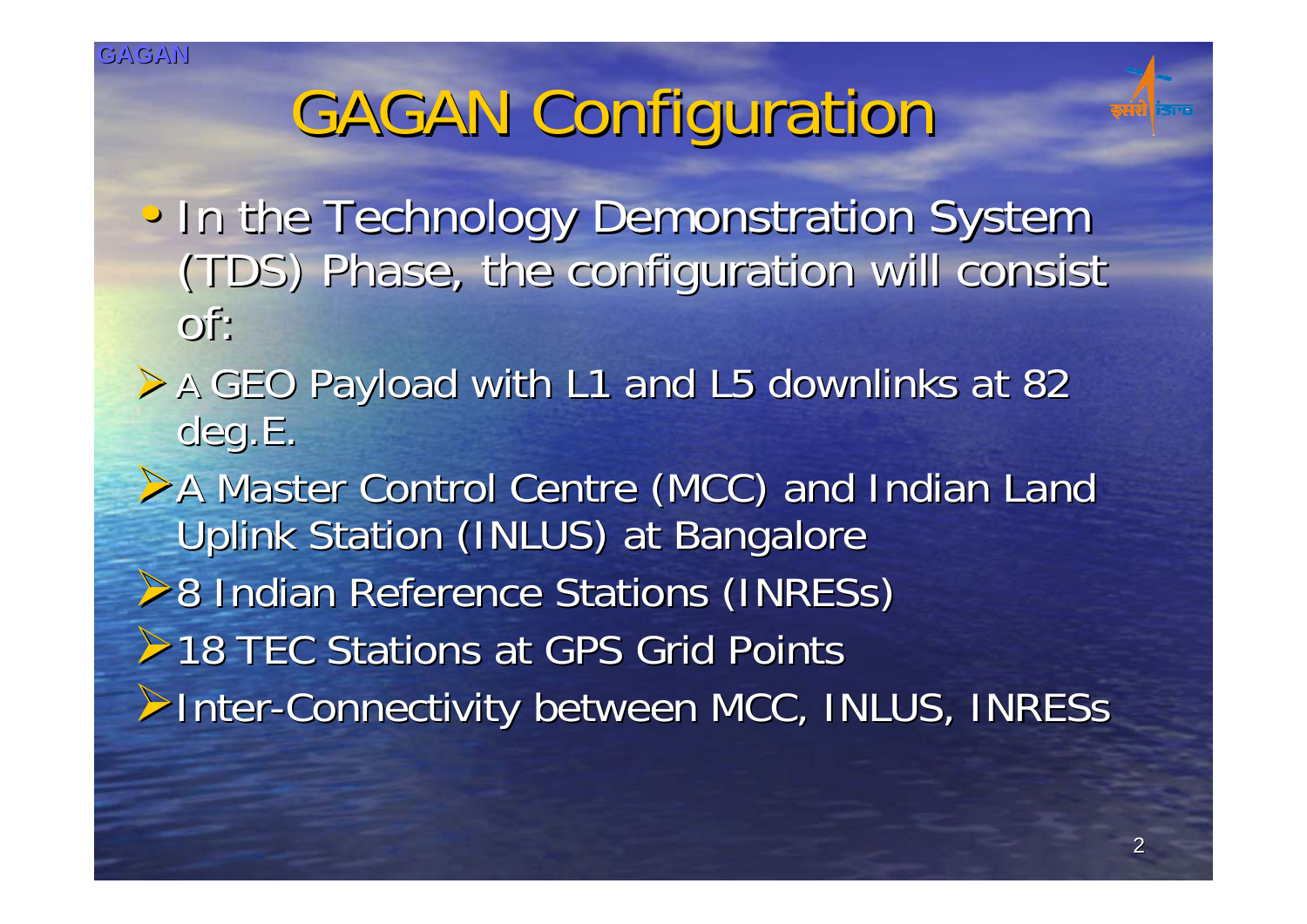# GAGAN Configuration

- In the Technology Demonstration System (TDS) Phase, the configuration will consist of:
  - A GEO Payload with L1 and L5 downlinks at 82 deg.E.
  - A Master Control Centre (MCC) and Indian Land Uplink Station (INLUS) at Bangalore
  - 8 Indian Reference Stations (INRESs)
  - 18 TEC Stations at GPS Grid Points
  - Inter-Connectivity between MCC, INLUS, INRESs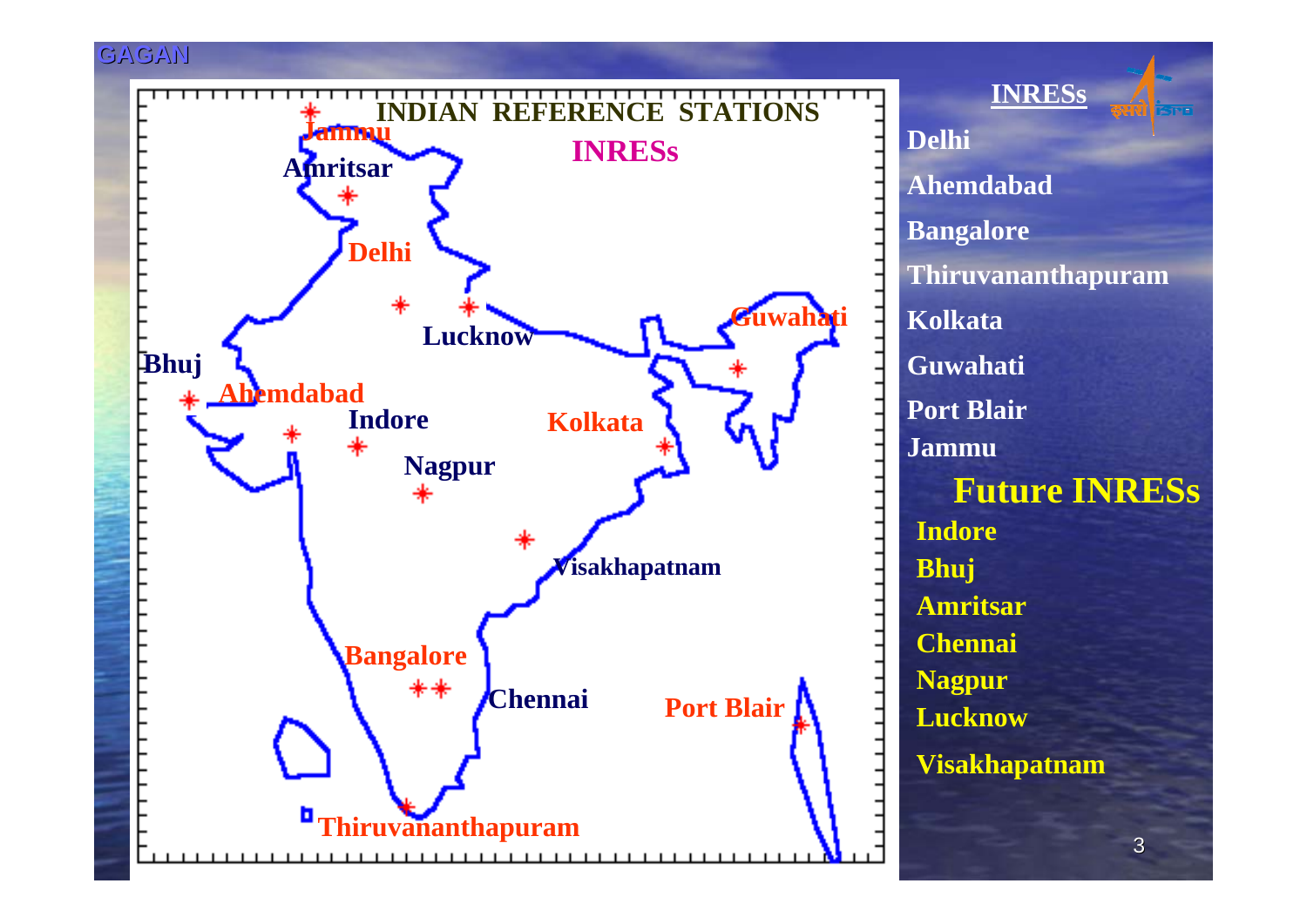# INDIAN REFERENCE STATIONS

## INRESs

- Delhi
- Ahemdabad
- Bangalore
- Thiruvananthapuram
- Kolkata
- Guwahati
- Port Blair
- Jammu

## Future INRESs

- Indore
- Bhuj
- Amritsar
- Chennai
- Nagpur
- Lucknow
- Visakhapatnam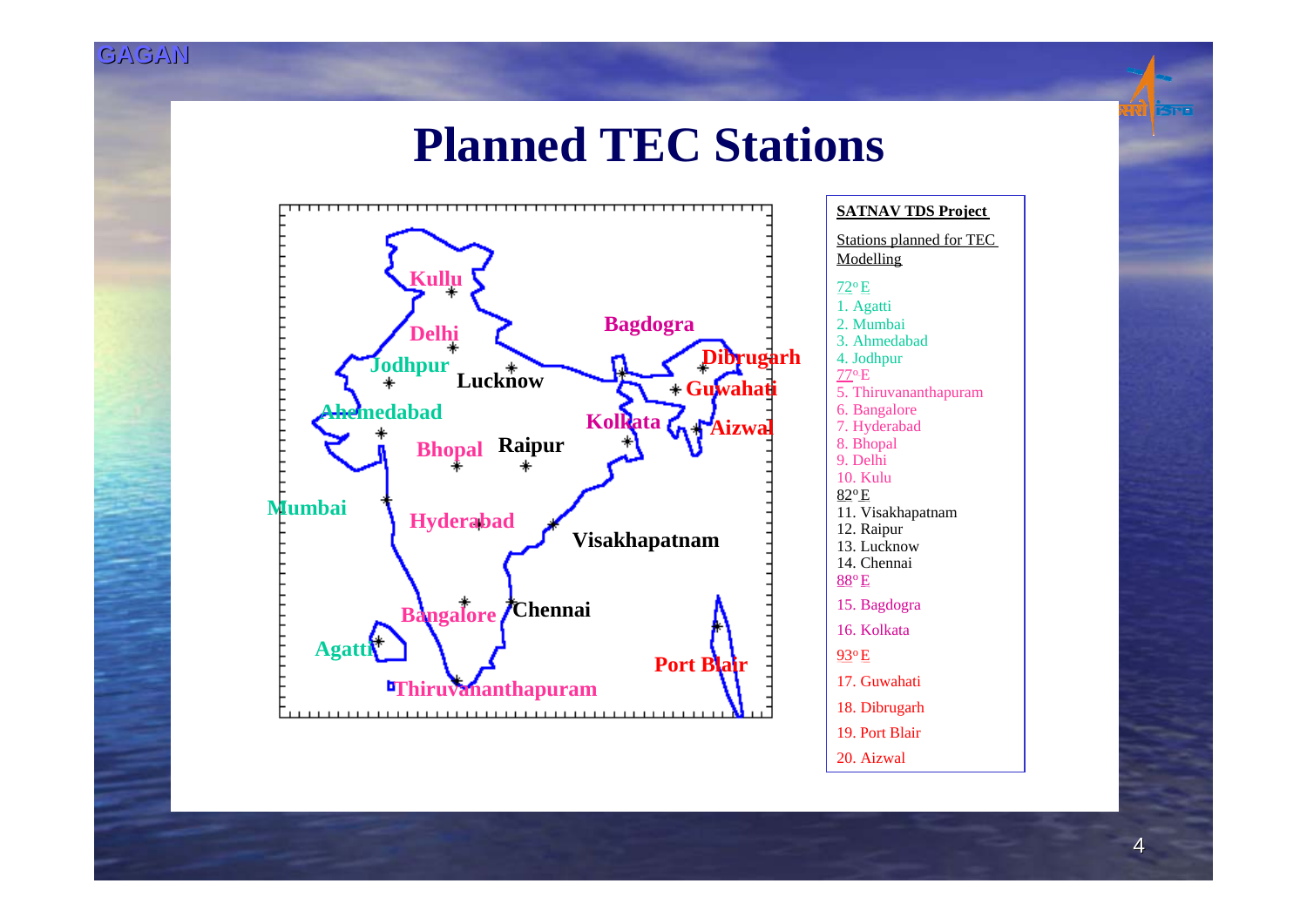# Planned TEC Stations

**SATNAV TDS Project**

Stations planned for TEC Modelling

72° E
1. Agatti
2. Mumbai
3. Ahmedabad
4. Jodhpur

77° E
5. Thiruvananthapuram
6. Bangalore
7. Hyderabad
8. Bhopal
9. Delhi
10. Kulu

82° E
11. Visakhapatnam
12. Raipur
13. Lucknow
14. Chennai

88° E
15. Bagdogra
16. Kolkata

93° E
17. Guwahati
18. Dibrugarh
19. Port Blair
20. Aizwal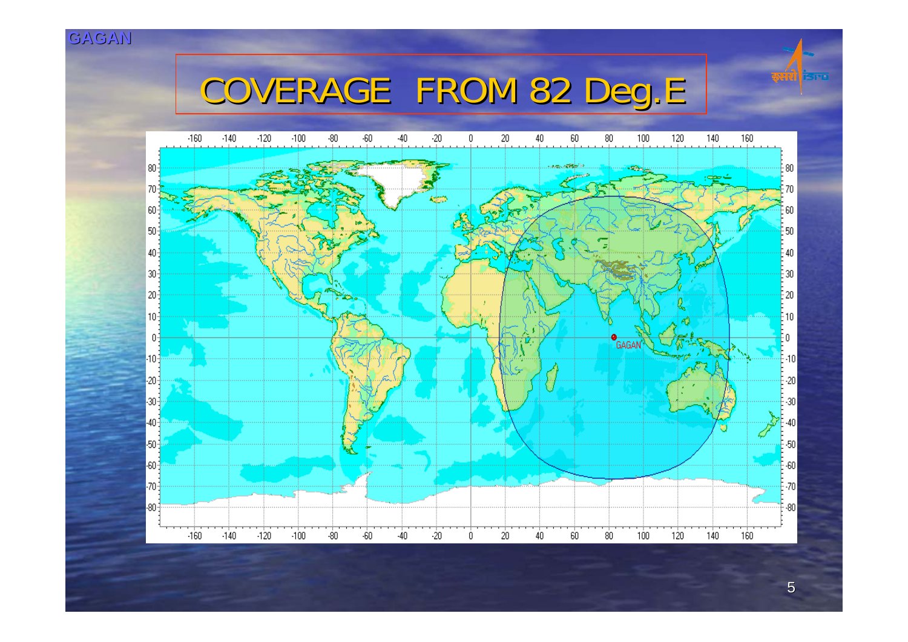# COVERAGE FROM 82 Deg.E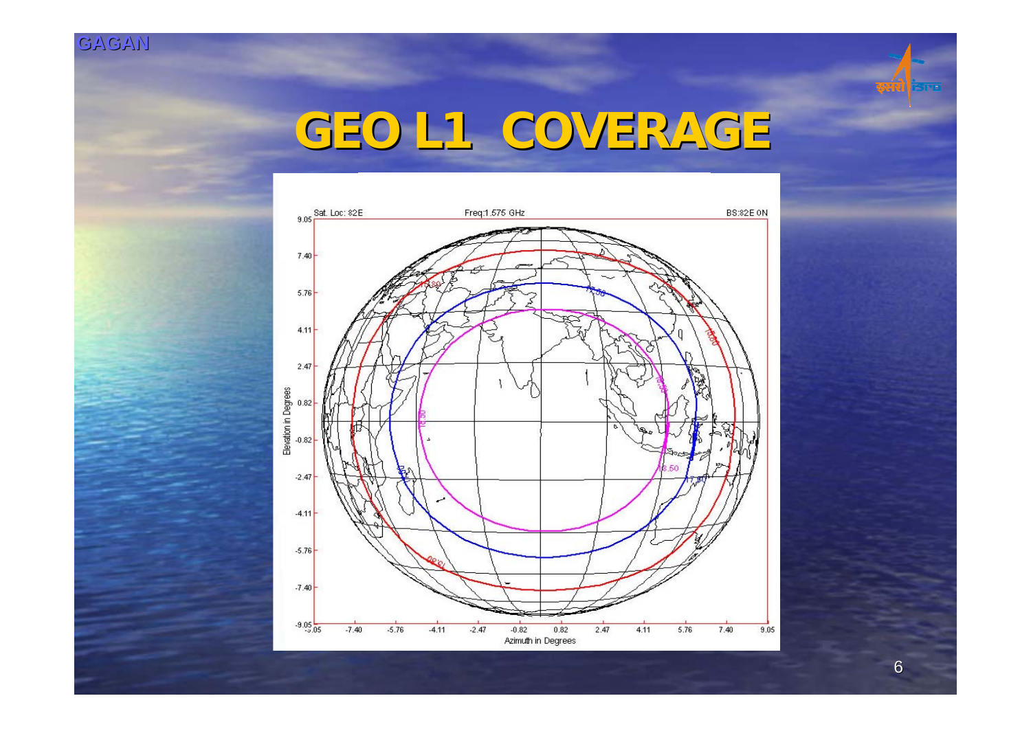# GEO L1 COVERAGE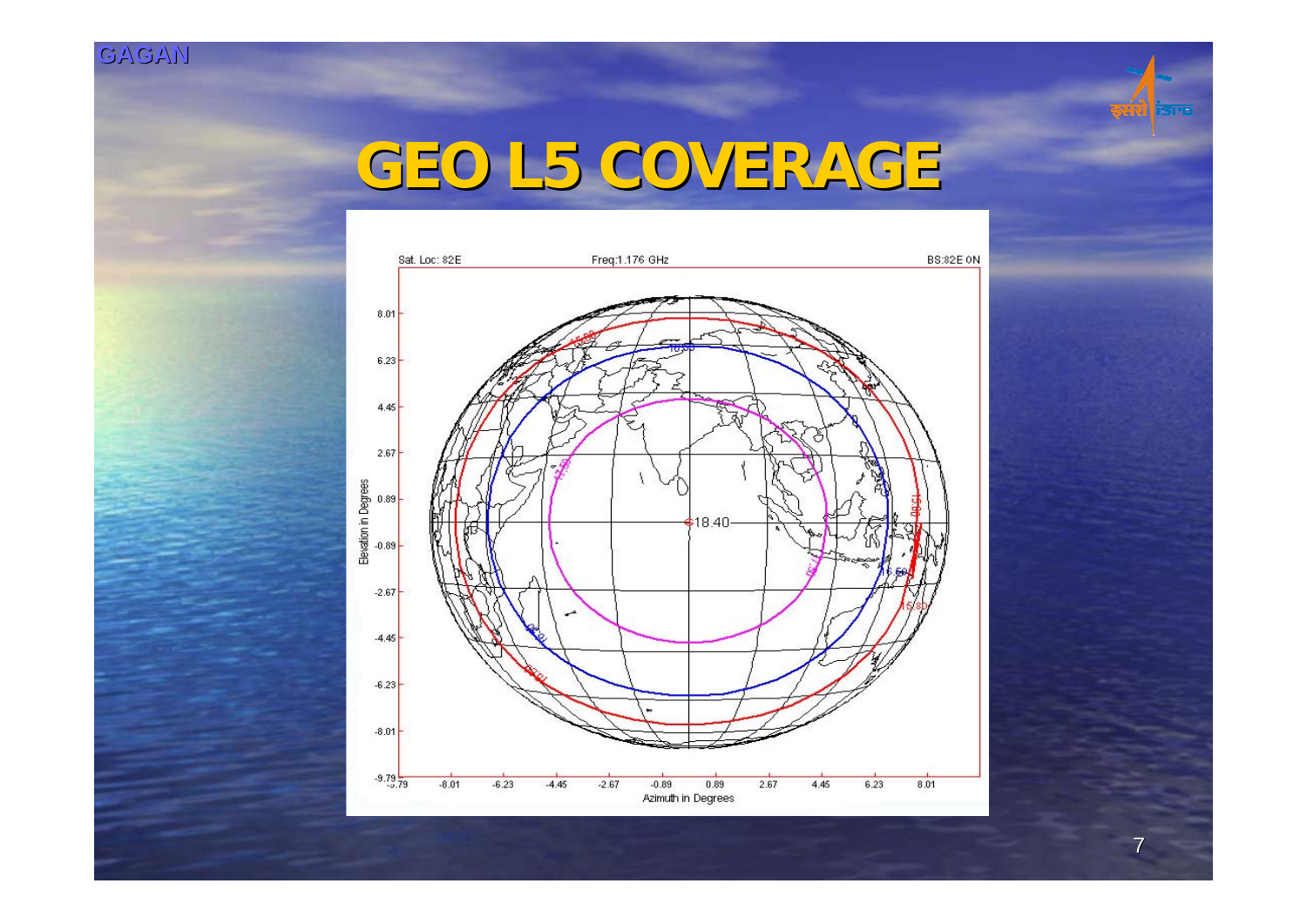# GEO L5 COVERAGE

Sat. Loc: 82E Freq:1.176 GHz BS:82E 0N

Elevation in Degrees

Azimuth in Degrees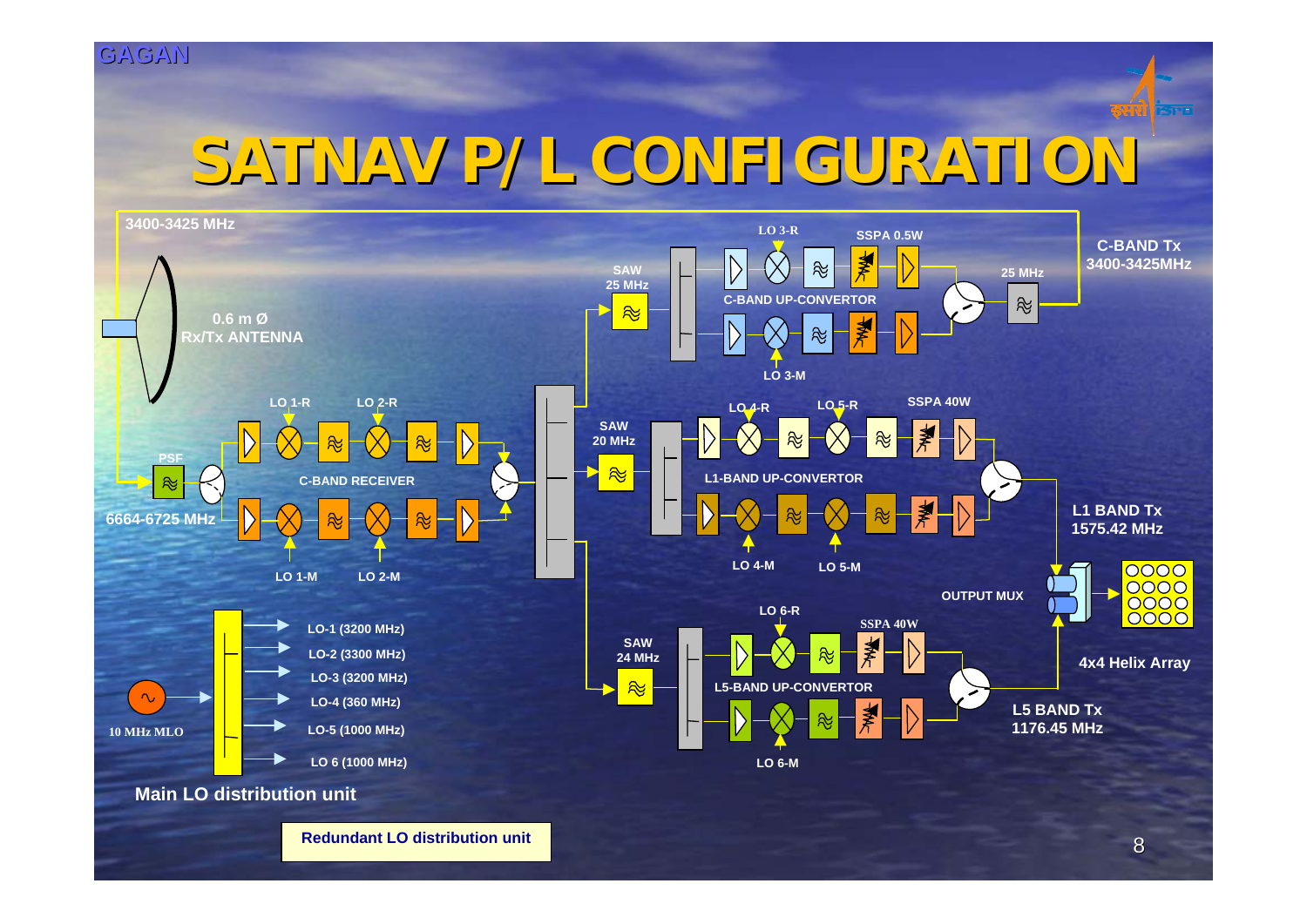# SATNAV P/L CONFIGURATION

GAGAN

3400-3425 MHz

0.6 m Ø Rx/Tx ANTENNA

PSF

6664-6725 MHz

LO 1-R, LO 2-R

C-BAND RECEIVER

LO 1-M, LO 2-M

SAW 25 MHz

LO 3-R, SSPA 0.5W

C-BAND UP-CONVERTOR

LO 3-M

25 MHz

C-BAND Tx 3400-3425MHz

SAW 20 MHz

LO 4-R, LO 5-R, SSPA 40W

L1-BAND UP-CONVERTOR

LO 4-M, LO 5-M

L1 BAND Tx 1575.42 MHz

OUTPUT MUX

4x4 Helix Array

SAW 24 MHz

LO 6-R, SSPA 40W

L5-BAND UP-CONVERTOR

LO 6-M

L5 BAND Tx 1176.45 MHz

10 MHz MLO

- LO-1 (3200 MHz)
- LO-2 (3300 MHz)
- LO-3 (3200 MHz)
- LO-4 (360 MHz)
- LO-5 (1000 MHz)
- LO 6 (1000 MHz)

Main LO distribution unit

Redundant LO distribution unit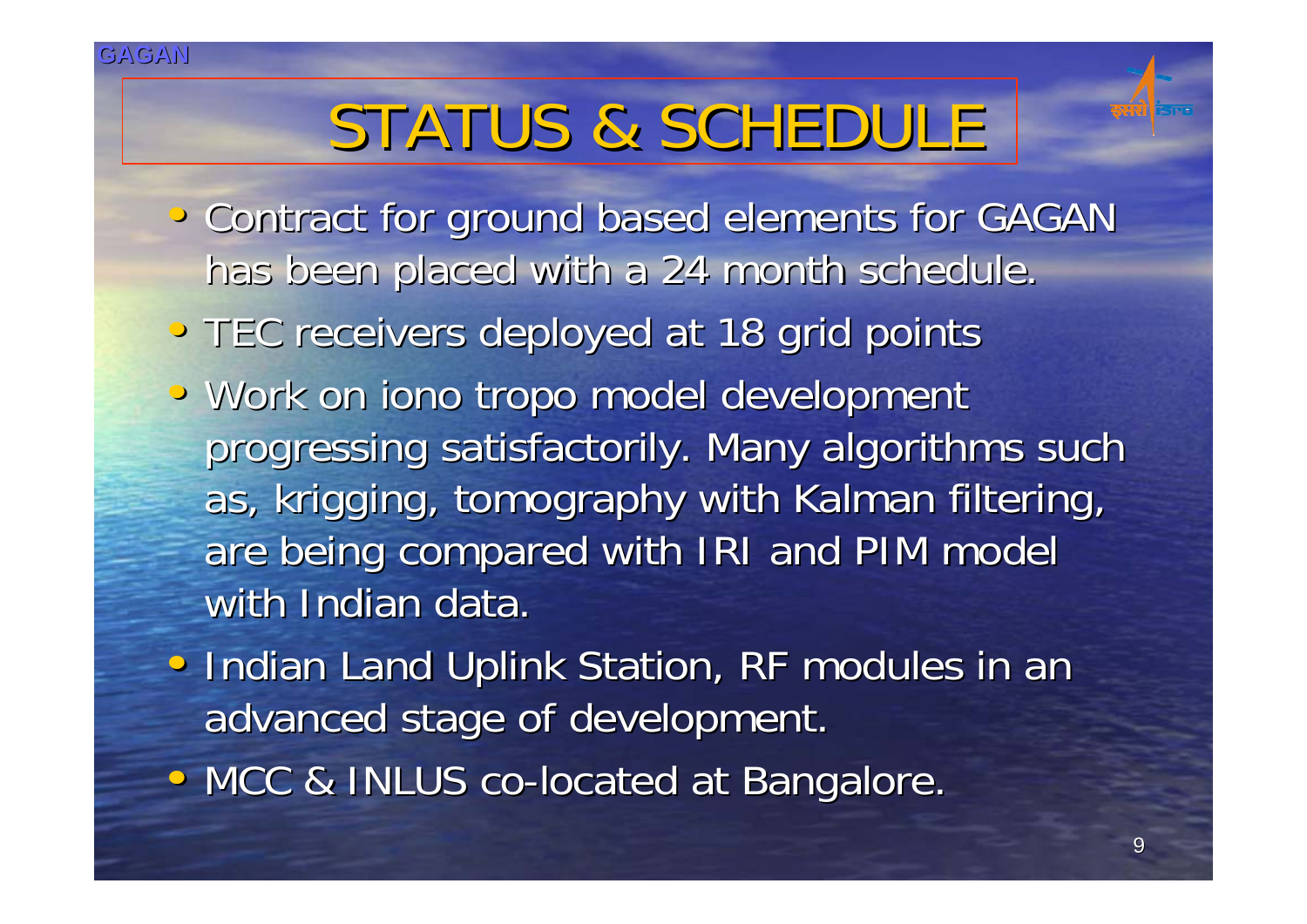# STATUS & SCHEDULE

- Contract for ground based elements for GAGAN has been placed with a 24 month schedule.
- TEC receivers deployed at 18 grid points
- Work on iono tropo model development progressing satisfactorily. Many algorithms such as, krigging, tomography with Kalman filtering, are being compared with IRI and PIM model with Indian data.
- Indian Land Uplink Station, RF modules in an advanced stage of development.
- MCC & INLUS co-located at Bangalore.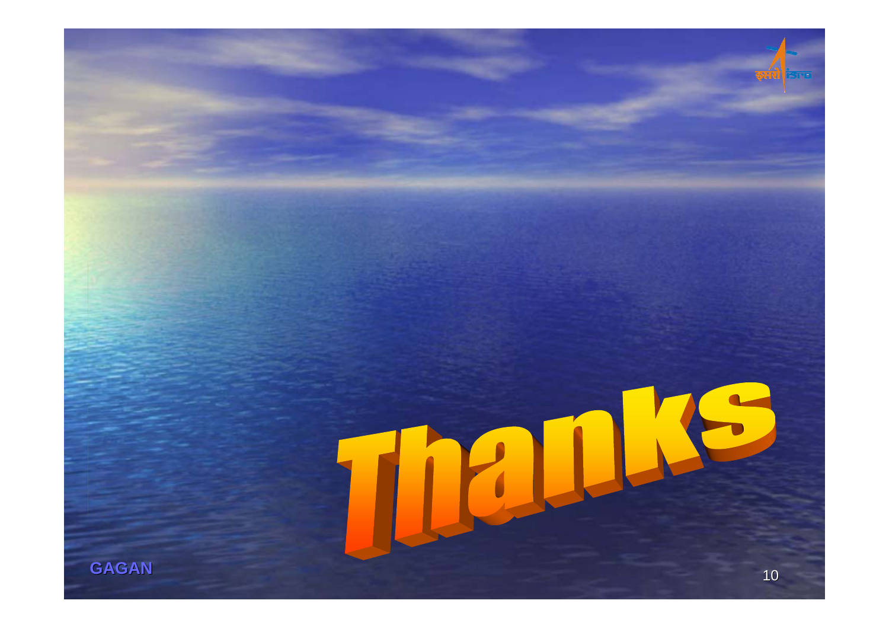# Thanks